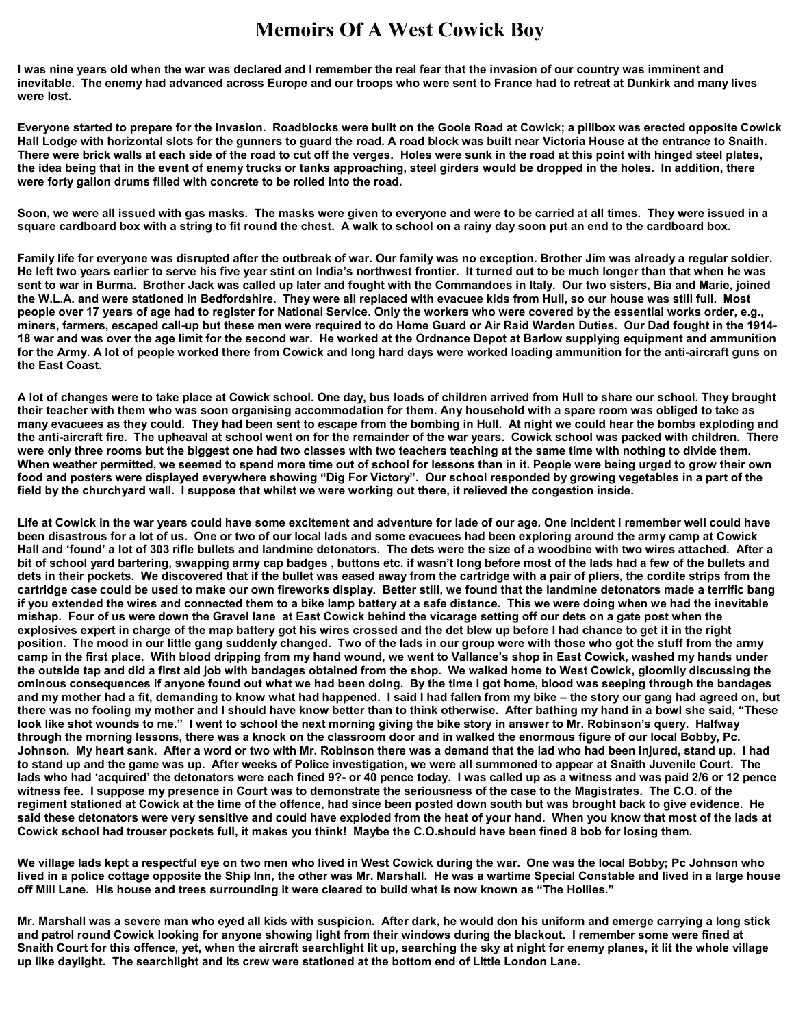# Memoirs Of A West Cowick Boy

**I was nine years old when the war was declared and I remember the real fear that the invasion of our country was imminent and inevitable. The enemy had advanced across Europe and our troops who were sent to France had to retreat at Dunkirk and many lives were lost.**

**Everyone started to prepare for the invasion. Roadblocks were built on the Goole Road at Cowick; a pillbox was erected opposite Cowick Hall Lodge with horizontal slots for the gunners to guard the road. A road block was built near Victoria House at the entrance to Snaith. There were brick walls at each side of the road to cut off the verges. Holes were sunk in the road at this point with hinged steel plates, the idea being that in the event of enemy trucks or tanks approaching, steel girders would be dropped in the holes. In addition, there were forty gallon drums filled with concrete to be rolled into the road.**

**Soon, we were all issued with gas masks. The masks were given to everyone and were to be carried at all times. They were issued in a square cardboard box with a string to fit round the chest. A walk to school on a rainy day soon put an end to the cardboard box.**

**Family life for everyone was disrupted after the outbreak of war. Our family was no exception. Brother Jim was already a regular soldier. He left two years earlier to serve his five year stint on India's northwest frontier. It turned out to be much longer than that when he was sent to war in Burma. Brother Jack was called up later and fought with the Commandoes in Italy. Our two sisters, Bia and Marie, joined the W.L.A. and were stationed in Bedfordshire. They were all replaced with evacuee kids from Hull, so our house was still full. Most people over 17 years of age had to register for National Service. Only the workers who were covered by the essential works order, e.g., miners, farmers, escaped call-up but these men were required to do Home Guard or Air Raid Warden Duties. Our Dad fought in the 1914-18 war and was over the age limit for the second war. He worked at the Ordnance Depot at Barlow supplying equipment and ammunition for the Army. A lot of people worked there from Cowick and long hard days were worked loading ammunition for the anti-aircraft guns on the East Coast.**

**A lot of changes were to take place at Cowick school. One day, bus loads of children arrived from Hull to share our school. They brought their teacher with them who was soon organising accommodation for them. Any household with a spare room was obliged to take as many evacuees as they could. They had been sent to escape from the bombing in Hull. At night we could hear the bombs exploding and the anti-aircraft fire. The upheaval at school went on for the remainder of the war years. Cowick school was packed with children. There were only three rooms but the biggest one had two classes with two teachers teaching at the same time with nothing to divide them. When weather permitted, we seemed to spend more time out of school for lessons than in it. People were being urged to grow their own food and posters were displayed everywhere showing "Dig For Victory". Our school responded by growing vegetables in a part of the field by the churchyard wall. I suppose that whilst we were working out there, it relieved the congestion inside.**

**Life at Cowick in the war years could have some excitement and adventure for lade of our age. One incident I remember well could have been disastrous for a lot of us. One or two of our local lads and some evacuees had been exploring around the army camp at Cowick Hall and 'found' a lot of 303 rifle bullets and landmine detonators. The dets were the size of a woodbine with two wires attached. After a bit of school yard bartering, swapping army cap badges , buttons etc. if wasn't long before most of the lads had a few of the bullets and dets in their pockets. We discovered that if the bullet was eased away from the cartridge with a pair of pliers, the cordite strips from the cartridge case could be used to make our own fireworks display. Better still, we found that the landmine detonators made a terrific bang if you extended the wires and connected them to a bike lamp battery at a safe distance. This we were doing when we had the inevitable mishap. Four of us were down the Gravel lane at East Cowick behind the vicarage setting off our dets on a gate post when the explosives expert in charge of the map battery got his wires crossed and the det blew up before I had chance to get it in the right position. The mood in our little gang suddenly changed. Two of the lads in our group were with those who got the stuff from the army camp in the first place. With blood dripping from my hand wound, we went to Vallance's shop in East Cowick, washed my hands under the outside tap and did a first aid job with bandages obtained from the shop. We walked home to West Cowick, gloomily discussing the ominous consequences if anyone found out what we had been doing. By the time I got home, blood was seeping through the bandages and my mother had a fit, demanding to know what had happened. I said I had fallen from my bike – the story our gang had agreed on, but there was no fooling my mother and I should have know better than to think otherwise. After bathing my hand in a bowl she said, "These look like shot wounds to me." I went to school the next morning giving the bike story in answer to Mr. Robinson's query. Halfway through the morning lessons, there was a knock on the classroom door and in walked the enormous figure of our local Bobby, Pc. Johnson. My heart sank. After a word or two with Mr. Robinson there was a demand that the lad who had been injured, stand up. I had to stand up and the game was up. After weeks of Police investigation, we were all summoned to appear at Snaith Juvenile Court. The lads who had 'acquired' the detonators were each fined 9?- or 40 pence today. I was called up as a witness and was paid 2/6 or 12 pence witness fee. I suppose my presence in Court was to demonstrate the seriousness of the case to the Magistrates. The C.O. of the regiment stationed at Cowick at the time of the offence, had since been posted down south but was brought back to give evidence. He said these detonators were very sensitive and could have exploded from the heat of your hand. When you know that most of the lads at Cowick school had trouser pockets full, it makes you think! Maybe the C.O.should have been fined 8 bob for losing them.**

**We village lads kept a respectful eye on two men who lived in West Cowick during the war. One was the local Bobby; Pc Johnson who lived in a police cottage opposite the Ship Inn, the other was Mr. Marshall. He was a wartime Special Constable and lived in a large house off Mill Lane. His house and trees surrounding it were cleared to build what is now known as "The Hollies."**

**Mr. Marshall was a severe man who eyed all kids with suspicion. After dark, he would don his uniform and emerge carrying a long stick and patrol round Cowick looking for anyone showing light from their windows during the blackout. I remember some were fined at Snaith Court for this offence, yet, when the aircraft searchlight lit up, searching the sky at night for enemy planes, it lit the whole village up like daylight. The searchlight and its crew were stationed at the bottom end of Little London Lane.**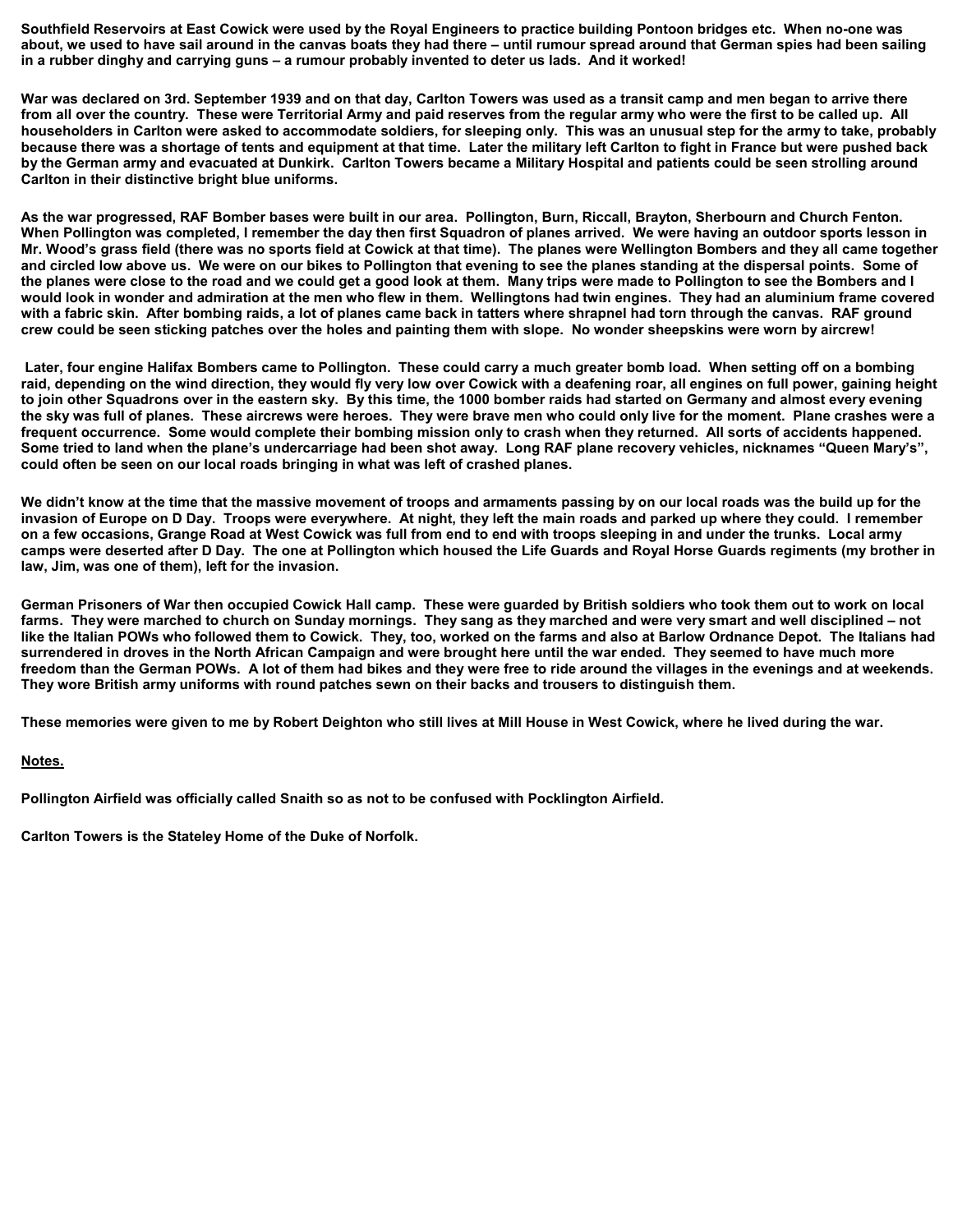**Southfield Reservoirs at East Cowick were used by the Royal Engineers to practice building Pontoon bridges etc. When no-one was about, we used to have sail around in the canvas boats they had there – until rumour spread around that German spies had been sailing in a rubber dinghy and carrying guns – a rumour probably invented to deter us lads. And it worked!**

**War was declared on 3rd. September 1939 and on that day, Carlton Towers was used as a transit camp and men began to arrive there from all over the country. These were Territorial Army and paid reserves from the regular army who were the first to be called up. All householders in Carlton were asked to accommodate soldiers, for sleeping only. This was an unusual step for the army to take, probably because there was a shortage of tents and equipment at that time. Later the military left Carlton to fight in France but were pushed back by the German army and evacuated at Dunkirk. Carlton Towers became a Military Hospital and patients could be seen strolling around Carlton in their distinctive bright blue uniforms.**

**As the war progressed, RAF Bomber bases were built in our area. Pollington, Burn, Riccall, Brayton, Sherbourn and Church Fenton. When Pollington was completed, I remember the day then first Squadron of planes arrived. We were having an outdoor sports lesson in Mr. Wood's grass field (there was no sports field at Cowick at that time). The planes were Wellington Bombers and they all came together and circled low above us. We were on our bikes to Pollington that evening to see the planes standing at the dispersal points. Some of the planes were close to the road and we could get a good look at them. Many trips were made to Pollington to see the Bombers and I would look in wonder and admiration at the men who flew in them. Wellingtons had twin engines. They had an aluminium frame covered with a fabric skin. After bombing raids, a lot of planes came back in tatters where shrapnel had torn through the canvas. RAF ground crew could be seen sticking patches over the holes and painting them with slope. No wonder sheepskins were worn by aircrew!**

**Later, four engine Halifax Bombers came to Pollington. These could carry a much greater bomb load. When setting off on a bombing raid, depending on the wind direction, they would fly very low over Cowick with a deafening roar, all engines on full power, gaining height to join other Squadrons over in the eastern sky. By this time, the 1000 bomber raids had started on Germany and almost every evening the sky was full of planes. These aircrews were heroes. They were brave men who could only live for the moment. Plane crashes were a frequent occurrence. Some would complete their bombing mission only to crash when they returned. All sorts of accidents happened. Some tried to land when the plane's undercarriage had been shot away. Long RAF plane recovery vehicles, nicknames "Queen Mary's", could often be seen on our local roads bringing in what was left of crashed planes.**

**We didn't know at the time that the massive movement of troops and armaments passing by on our local roads was the build up for the invasion of Europe on D Day. Troops were everywhere. At night, they left the main roads and parked up where they could. I remember on a few occasions, Grange Road at West Cowick was full from end to end with troops sleeping in and under the trunks. Local army camps were deserted after D Day. The one at Pollington which housed the Life Guards and Royal Horse Guards regiments (my brother in law, Jim, was one of them), left for the invasion.**

**German Prisoners of War then occupied Cowick Hall camp. These were guarded by British soldiers who took them out to work on local farms. They were marched to church on Sunday mornings. They sang as they marched and were very smart and well disciplined – not like the Italian POWs who followed them to Cowick. They, too, worked on the farms and also at Barlow Ordnance Depot. The Italians had surrendered in droves in the North African Campaign and were brought here until the war ended. They seemed to have much more freedom than the German POWs. A lot of them had bikes and they were free to ride around the villages in the evenings and at weekends. They wore British army uniforms with round patches sewn on their backs and trousers to distinguish them.**

**These memories were given to me by Robert Deighton who still lives at Mill House in West Cowick, where he lived during the war.**

**<u>Notes.</u>**

**Pollington Airfield was officially called Snaith so as not to be confused with Pocklington Airfield.**

**Carlton Towers is the Stateley Home of the Duke of Norfolk.**